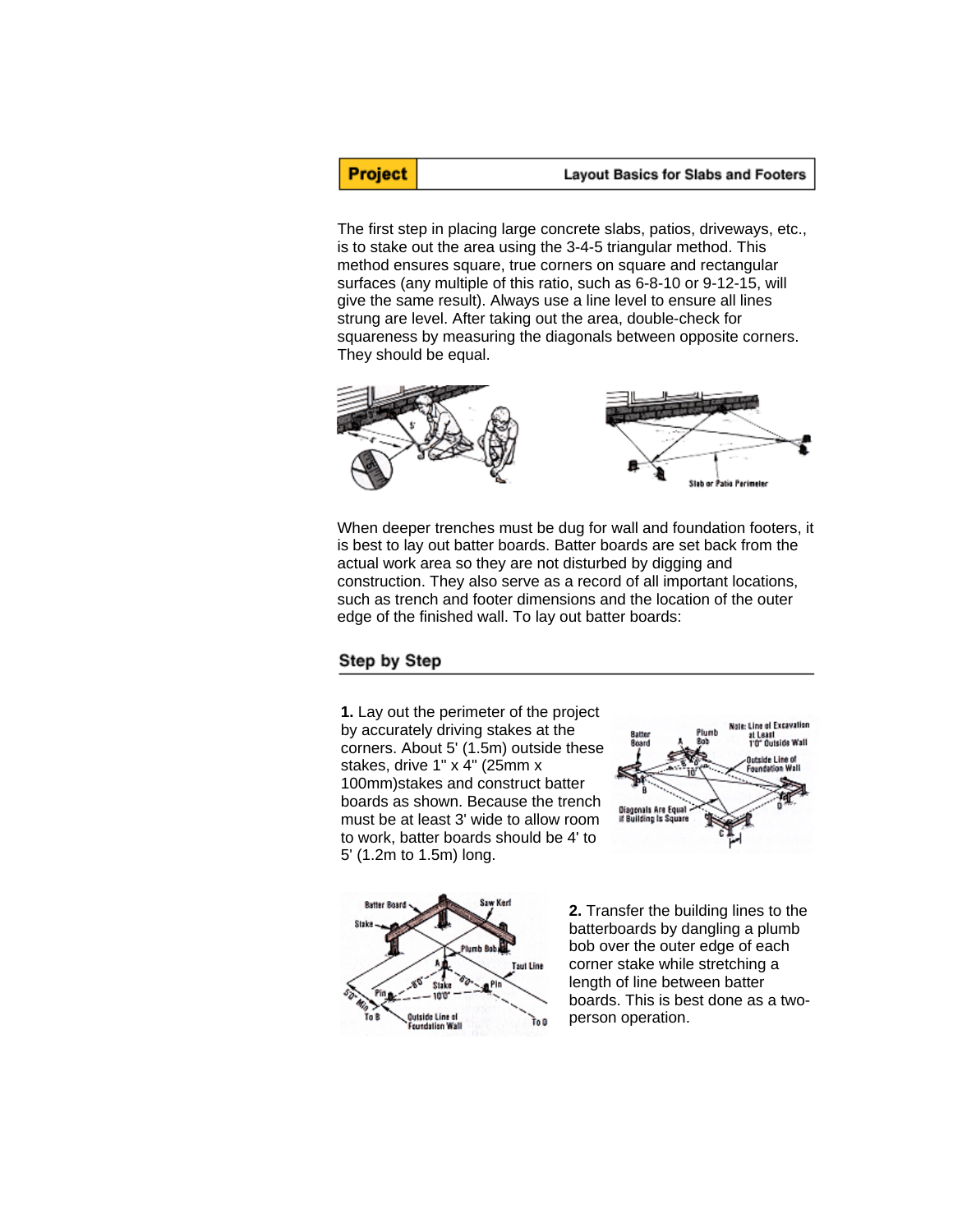**Project** Layout Basics for Slabs and Footers

The first step in placing large concrete slabs, patios, driveways, etc., is to stake out the area using the 3-4-5 triangular method. This method ensures square, true corners on square and rectangular surfaces (any multiple of this ratio, such as 6-8-10 or 9-12-15, will give the same result). Always use a line level to ensure all lines strung are level. After taking out the area, double-check for squareness by measuring the diagonals between opposite corners. They should be equal.

When deeper trenches must be dug for wall and foundation footers, it is best to lay out batter boards. Batter boards are set back from the actual work area so they are not disturbed by digging and construction. They also serve as a record of all important locations, such as trench and footer dimensions and the location of the outer edge of the finished wall. To lay out batter boards:

## Step by Step

**1.** Lay out the perimeter of the project by accurately driving stakes at the corners. About 5' (1.5m) outside these stakes, drive 1" x 4" (25mm x 100mm)stakes and construct batter boards as shown. Because the trench must be at least 3' wide to allow room to work, batter boards should be 4' to 5' (1.2m to 1.5m) long.

**2.** Transfer the building lines to the batterboards by dangling a plumb bob over the outer edge of each corner stake while stretching a length of line between batter boards. This is best done as a two-person operation.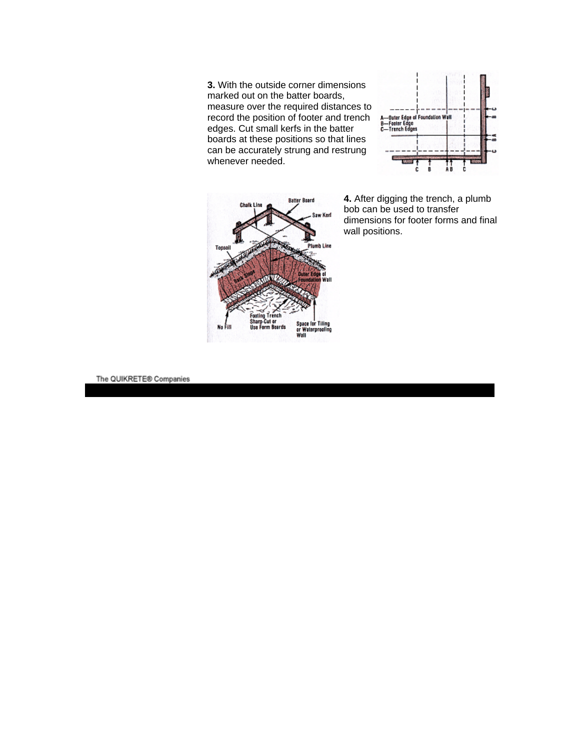**3.** With the outside corner dimensions marked out on the batter boards, measure over the required distances to record the position of footer and trench edges. Cut small kerfs in the batter boards at these positions so that lines can be accurately strung and restrung whenever needed.

**4.** After digging the trench, a plumb bob can be used to transfer dimensions for footer forms and final wall positions.